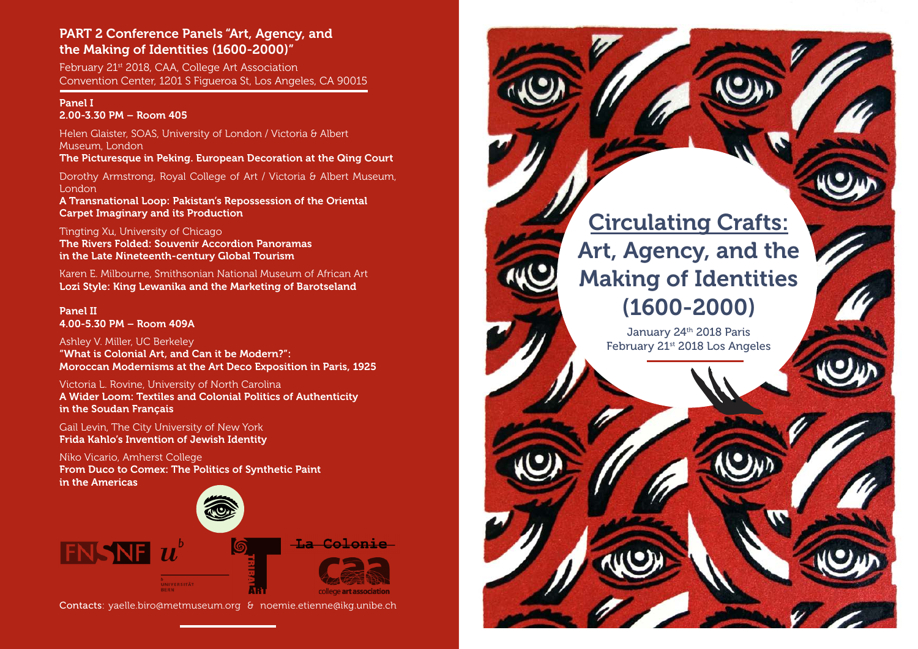## PART 2 Conference Panels "Art, Agency, and the Making of Identities (1600-2000)"

February 21st 2018, CAA, College Art Association
Convention Center, 1201 S Figueroa St, Los Angeles, CA 90015

### Panel I
**2.00-3.30 PM – Room 405**

Helen Glaister, SOAS, University of London / Victoria & Albert Museum, London
**The Picturesque in Peking. European Decoration at the Qing Court**

Dorothy Armstrong, Royal College of Art / Victoria & Albert Museum, London
**A Transnational Loop: Pakistan's Repossession of the Oriental Carpet Imaginary and its Production**

Tingting Xu, University of Chicago
**The Rivers Folded: Souvenir Accordion Panoramas in the Late Nineteenth-century Global Tourism**

Karen E. Milbourne, Smithsonian National Museum of African Art
**Lozi Style: King Lewanika and the Marketing of Barotseland**

### Panel II
**4.00-5.30 PM – Room 409A**

Ashley V. Miller, UC Berkeley
**"What is Colonial Art, and Can it be Modern?": Moroccan Modernisms at the Art Deco Exposition in Paris, 1925**

Victoria L. Rovine, University of North Carolina
**A Wider Loom: Textiles and Colonial Politics of Authenticity in the Soudan Français**

Gail Levin, The City University of New York
**Frida Kahlo's Invention of Jewish Identity**

Niko Vicario, Amherst College
**From Duco to Comex: The Politics of Synthetic Paint in the Americas**

FNSNF | u^b UNIVERSITÄT BERN | TRIBAL ART | La Colonie | caa college art association

Contacts: yaelle.biro@metmuseum.org & noemie.etienne@ikg.unibe.ch

# Circulating Crafts: Art, Agency, and the Making of Identities (1600-2000)

January 24th 2018 Paris
February 21st 2018 Los Angeles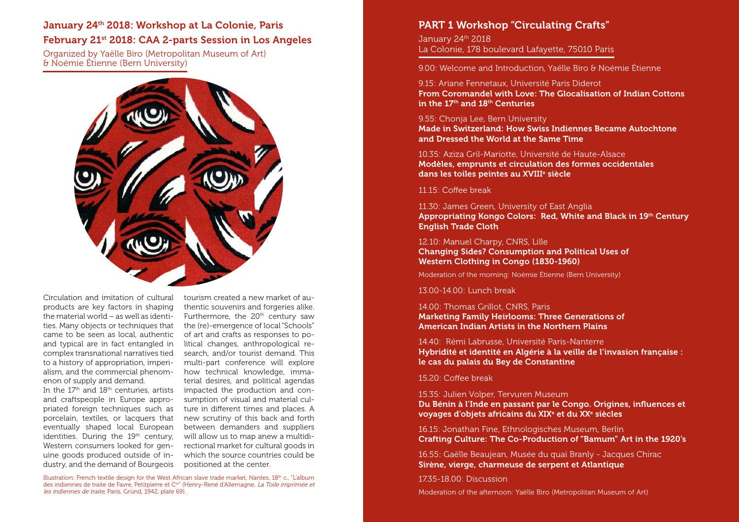## January 24th 2018: Workshop at La Colonie, Paris

## February 21st 2018: CAA 2-parts Session in Los Angeles

Organized by Yaëlle Biro (Metropolitan Museum of Art) & Noémie Étienne (Bern University)

Circulation and imitation of cultural products are key factors in shaping the material world – as well as identities. Many objects or techniques that came to be seen as local, authentic and typical are in fact entangled in complex transnational narratives tied to a history of appropriation, imperialism, and the commercial phenomenon of supply and demand.

In the 17th and 18th centuries, artists and craftspeople in Europe appropriated foreign techniques such as porcelain, textiles, or lacquers that eventually shaped local European identities. During the 19th century, Western consumers looked for genuine goods produced outside of industry, and the demand of Bourgeois tourism created a new market of authentic souvenirs and forgeries alike. Furthermore, the 20th century saw the (re)-emergence of local "Schools" of art and crafts as responses to political changes, anthropological research, and/or tourist demand. This multi-part conference will explore how technical knowledge, immaterial desires, and political agendas impacted the production and consumption of visual and material culture in different times and places. A new scrutiny of this back and forth between demanders and suppliers will allow us to map anew a multidirectional market for cultural goods in which the source countries could be positioned at the center.

Illustration: French textile design for the West African slave trade market, Nantes, 18th c., "L'album des indiennes de traite de Favre, Petitpierre et C^ie" (Henry-René d'Allemagne, *La Toile imprimée et les indiennes de traite*, Paris, Gründ, 1942, plate 69).

## PART 1 Workshop "Circulating Crafts"

January 24th 2018
La Colonie, 178 boulevard Lafayette, 75010 Paris

9.00: Welcome and Introduction, Yaëlle Biro & Noémie Étienne

9.15: Ariane Fennetaux, Université Paris Diderot
**From Coromandel with Love: The Glocalisation of Indian Cottons in the 17th and 18th Centuries**

9.55: Chonja Lee, Bern University
**Made in Switzerland: How Swiss Indiennes Became Autochtone and Dressed the World at the Same Time**

10.35: Aziza Gril-Mariotte, Université de Haute-Alsace
**Modèles, emprunts et circulation des formes occidentales dans les toiles peintes au XVIIIe siècle**

11.15: Coffee break

11.30: James Green, University of East Anglia
**Appropriating Kongo Colors: Red, White and Black in 19th Century English Trade Cloth**

12.10: Manuel Charpy, CNRS, Lille
**Changing Sides? Consumption and Political Uses of Western Clothing in Congo (1830-1960)**

Moderation of the morning: Noémie Étienne (Bern University)

13.00-14.00: Lunch break

14.00: Thomas Grillot, CNRS, Paris
**Marketing Family Heirlooms: Three Generations of American Indian Artists in the Northern Plains**

14.40: Rémi Labrusse, Université Paris-Nanterre
**Hybridité et identité en Algérie à la veille de l'invasion française : le cas du palais du Bey de Constantine**

15.20: Coffee break

15.35: Julien Volper, Tervuren Museum
**Du Bénin à l'Inde en passant par le Congo. Origines, influences et voyages d'objets africains du XIXe et du XXe siècles**

16.15: Jonathan Fine, Ethnologisches Museum, Berlin
**Crafting Culture: The Co-Production of "Bamum" Art in the 1920's**

16.55: Gaëlle Beaujean, Musée du quai Branly - Jacques Chirac
**Sirène, vierge, charmeuse de serpent et Atlantique**

17.35-18.00: Discussion

Moderation of the afternoon: Yaëlle Biro (Metropolitan Museum of Art)